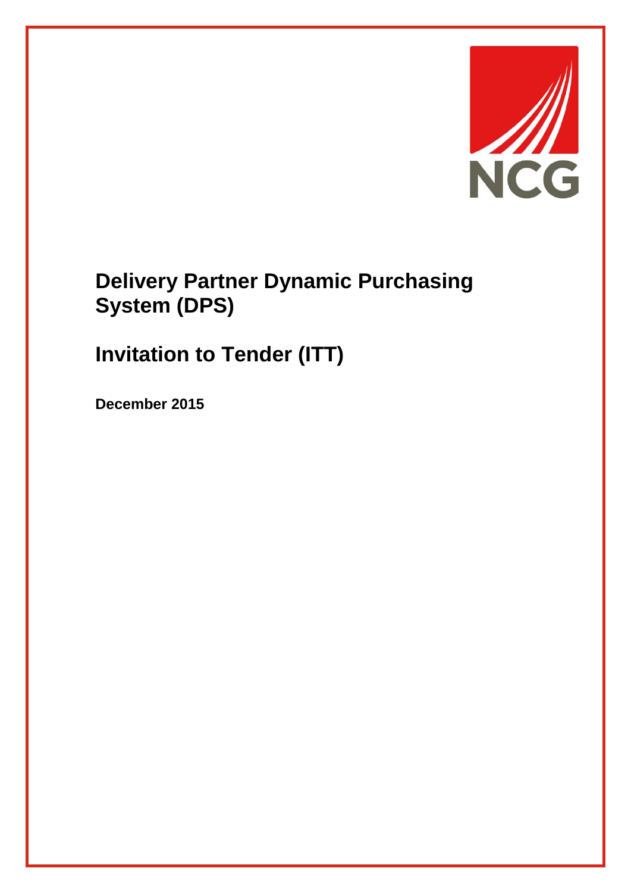# Delivery Partner Dynamic Purchasing System (DPS)

# Invitation to Tender (ITT)

**December 2015**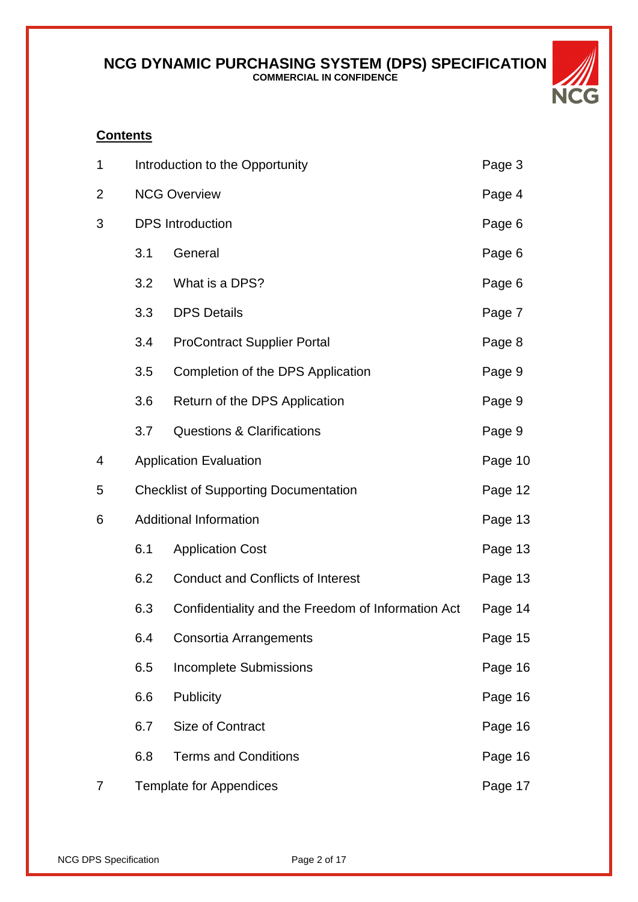## Contents

| | | | |
|---|---|---|---|
| 1 | Introduction to the Opportunity | | Page 3 |
| 2 | NCG Overview | | Page 4 |
| 3 | DPS Introduction | | Page 6 |
| | 3.1 | General | Page 6 |
| | 3.2 | What is a DPS? | Page 6 |
| | 3.3 | DPS Details | Page 7 |
| | 3.4 | ProContract Supplier Portal | Page 8 |
| | 3.5 | Completion of the DPS Application | Page 9 |
| | 3.6 | Return of the DPS Application | Page 9 |
| | 3.7 | Questions & Clarifications | Page 9 |
| 4 | Application Evaluation | | Page 10 |
| 5 | Checklist of Supporting Documentation | | Page 12 |
| 6 | Additional Information | | Page 13 |
| | 6.1 | Application Cost | Page 13 |
| | 6.2 | Conduct and Conflicts of Interest | Page 13 |
| | 6.3 | Confidentiality and the Freedom of Information Act | Page 14 |
| | 6.4 | Consortia Arrangements | Page 15 |
| | 6.5 | Incomplete Submissions | Page 16 |
| | 6.6 | Publicity | Page 16 |
| | 6.7 | Size of Contract | Page 16 |
| | 6.8 | Terms and Conditions | Page 16 |
| 7 | Template for Appendices | | Page 17 |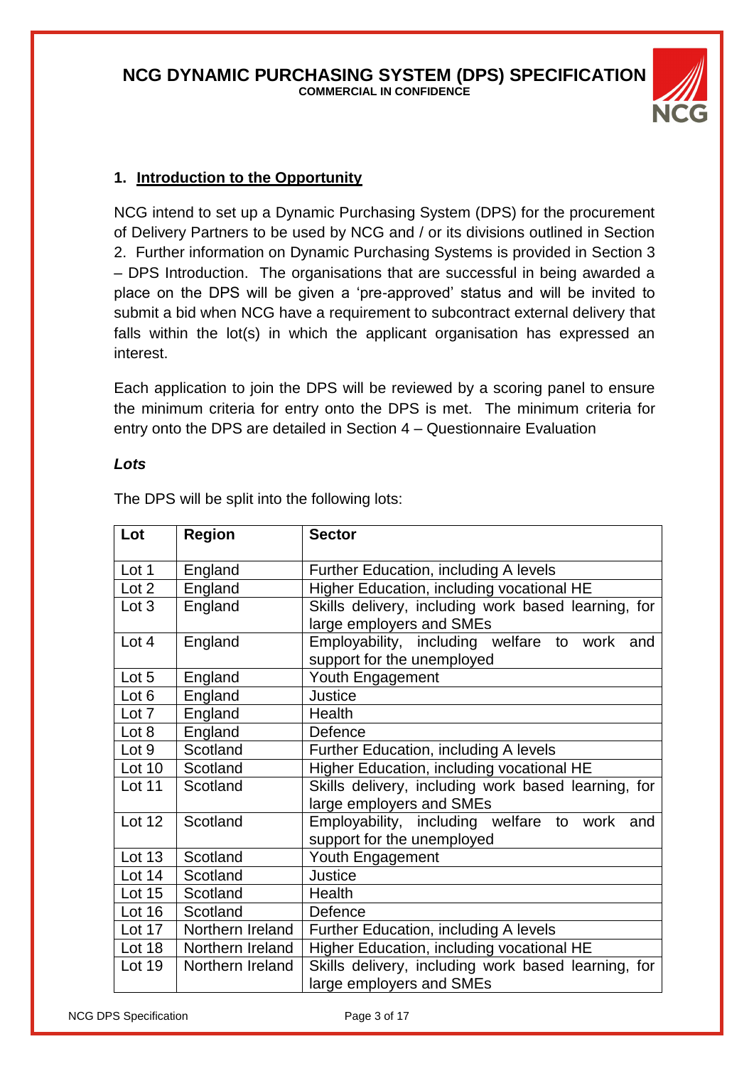## 1. Introduction to the Opportunity

NCG intend to set up a Dynamic Purchasing System (DPS) for the procurement of Delivery Partners to be used by NCG and / or its divisions outlined in Section 2. Further information on Dynamic Purchasing Systems is provided in Section 3 – DPS Introduction. The organisations that are successful in being awarded a place on the DPS will be given a 'pre-approved' status and will be invited to submit a bid when NCG have a requirement to subcontract external delivery that falls within the lot(s) in which the applicant organisation has expressed an interest.

Each application to join the DPS will be reviewed by a scoring panel to ensure the minimum criteria for entry onto the DPS is met. The minimum criteria for entry onto the DPS are detailed in Section 4 – Questionnaire Evaluation

### *Lots*

The DPS will be split into the following lots:

| Lot | Region | Sector |
|---|---|---|
| Lot 1 | England | Further Education, including A levels |
| Lot 2 | England | Higher Education, including vocational HE |
| Lot 3 | England | Skills delivery, including work based learning, for large employers and SMEs |
| Lot 4 | England | Employability, including welfare to work and support for the unemployed |
| Lot 5 | England | Youth Engagement |
| Lot 6 | England | Justice |
| Lot 7 | England | Health |
| Lot 8 | England | Defence |
| Lot 9 | Scotland | Further Education, including A levels |
| Lot 10 | Scotland | Higher Education, including vocational HE |
| Lot 11 | Scotland | Skills delivery, including work based learning, for large employers and SMEs |
| Lot 12 | Scotland | Employability, including welfare to work and support for the unemployed |
| Lot 13 | Scotland | Youth Engagement |
| Lot 14 | Scotland | Justice |
| Lot 15 | Scotland | Health |
| Lot 16 | Scotland | Defence |
| Lot 17 | Northern Ireland | Further Education, including A levels |
| Lot 18 | Northern Ireland | Higher Education, including vocational HE |
| Lot 19 | Northern Ireland | Skills delivery, including work based learning, for large employers and SMEs |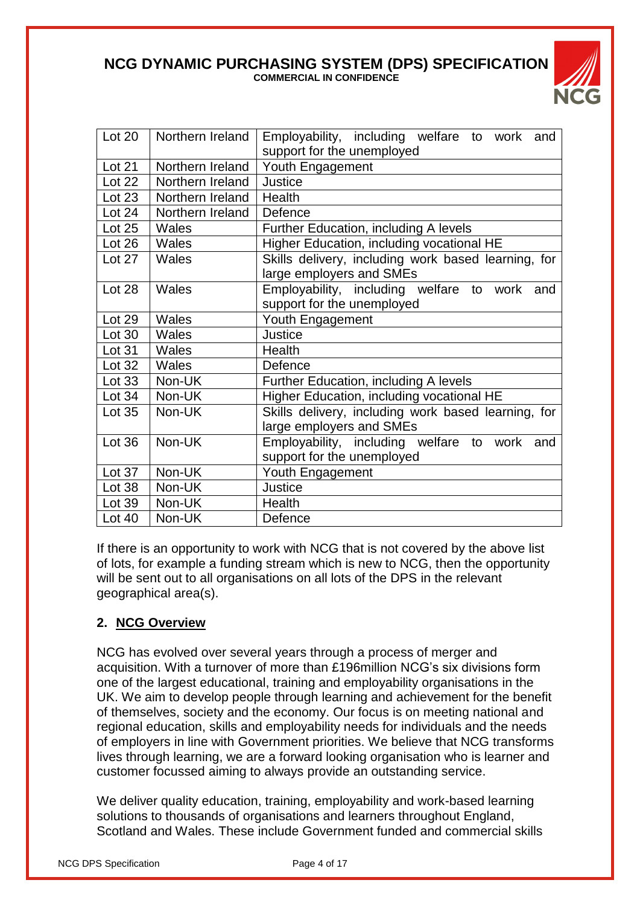| Lot 20 | Northern Ireland | Employability, including welfare to work and support for the unemployed |
|---|---|---|
| Lot 21 | Northern Ireland | Youth Engagement |
| Lot 22 | Northern Ireland | Justice |
| Lot 23 | Northern Ireland | Health |
| Lot 24 | Northern Ireland | Defence |
| Lot 25 | Wales | Further Education, including A levels |
| Lot 26 | Wales | Higher Education, including vocational HE |
| Lot 27 | Wales | Skills delivery, including work based learning, for large employers and SMEs |
| Lot 28 | Wales | Employability, including welfare to work and support for the unemployed |
| Lot 29 | Wales | Youth Engagement |
| Lot 30 | Wales | Justice |
| Lot 31 | Wales | Health |
| Lot 32 | Wales | Defence |
| Lot 33 | Non-UK | Further Education, including A levels |
| Lot 34 | Non-UK | Higher Education, including vocational HE |
| Lot 35 | Non-UK | Skills delivery, including work based learning, for large employers and SMEs |
| Lot 36 | Non-UK | Employability, including welfare to work and support for the unemployed |
| Lot 37 | Non-UK | Youth Engagement |
| Lot 38 | Non-UK | Justice |
| Lot 39 | Non-UK | Health |
| Lot 40 | Non-UK | Defence |

If there is an opportunity to work with NCG that is not covered by the above list of lots, for example a funding stream which is new to NCG, then the opportunity will be sent out to all organisations on all lots of the DPS in the relevant geographical area(s).

## 2. NCG Overview

NCG has evolved over several years through a process of merger and acquisition. With a turnover of more than £196million NCG's six divisions form one of the largest educational, training and employability organisations in the UK. We aim to develop people through learning and achievement for the benefit of themselves, society and the economy. Our focus is on meeting national and regional education, skills and employability needs for individuals and the needs of employers in line with Government priorities. We believe that NCG transforms lives through learning, we are a forward looking organisation who is learner and customer focussed aiming to always provide an outstanding service.

We deliver quality education, training, employability and work-based learning solutions to thousands of organisations and learners throughout England, Scotland and Wales. These include Government funded and commercial skills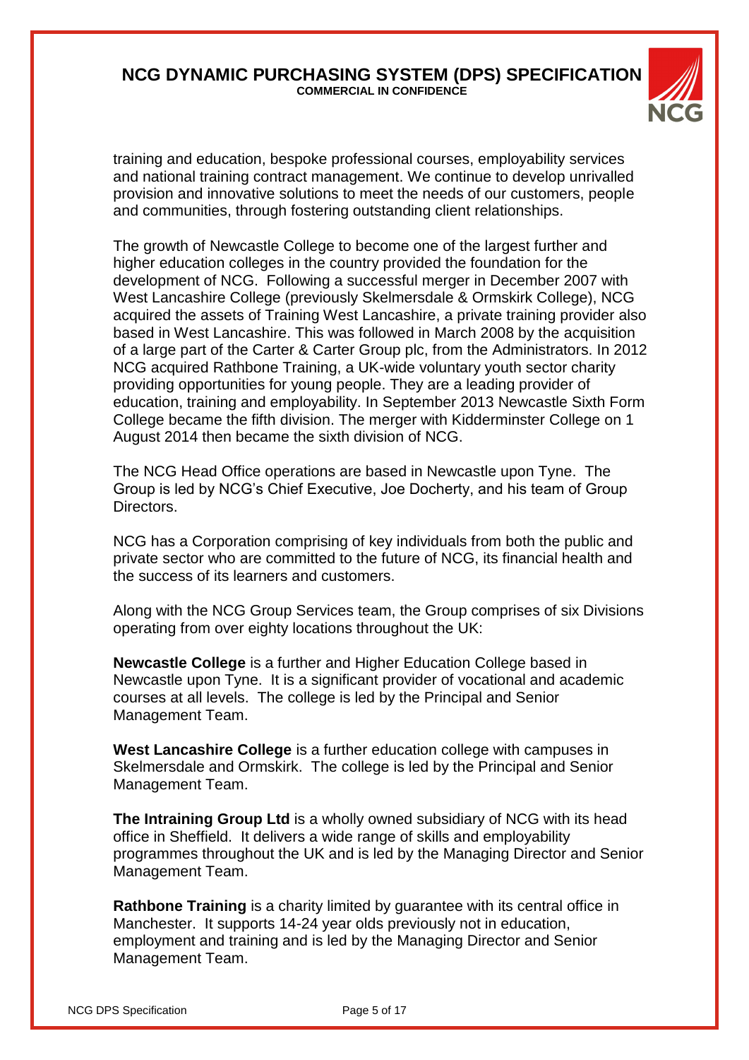training and education, bespoke professional courses, employability services and national training contract management. We continue to develop unrivalled provision and innovative solutions to meet the needs of our customers, people and communities, through fostering outstanding client relationships.

The growth of Newcastle College to become one of the largest further and higher education colleges in the country provided the foundation for the development of NCG. Following a successful merger in December 2007 with West Lancashire College (previously Skelmersdale & Ormskirk College), NCG acquired the assets of Training West Lancashire, a private training provider also based in West Lancashire. This was followed in March 2008 by the acquisition of a large part of the Carter & Carter Group plc, from the Administrators. In 2012 NCG acquired Rathbone Training, a UK-wide voluntary youth sector charity providing opportunities for young people. They are a leading provider of education, training and employability. In September 2013 Newcastle Sixth Form College became the fifth division. The merger with Kidderminster College on 1 August 2014 then became the sixth division of NCG.

The NCG Head Office operations are based in Newcastle upon Tyne. The Group is led by NCG's Chief Executive, Joe Docherty, and his team of Group Directors.

NCG has a Corporation comprising of key individuals from both the public and private sector who are committed to the future of NCG, its financial health and the success of its learners and customers.

Along with the NCG Group Services team, the Group comprises of six Divisions operating from over eighty locations throughout the UK:

**Newcastle College** is a further and Higher Education College based in Newcastle upon Tyne. It is a significant provider of vocational and academic courses at all levels. The college is led by the Principal and Senior Management Team.

**West Lancashire College** is a further education college with campuses in Skelmersdale and Ormskirk. The college is led by the Principal and Senior Management Team.

**The Intraining Group Ltd** is a wholly owned subsidiary of NCG with its head office in Sheffield. It delivers a wide range of skills and employability programmes throughout the UK and is led by the Managing Director and Senior Management Team.

**Rathbone Training** is a charity limited by guarantee with its central office in Manchester. It supports 14-24 year olds previously not in education, employment and training and is led by the Managing Director and Senior Management Team.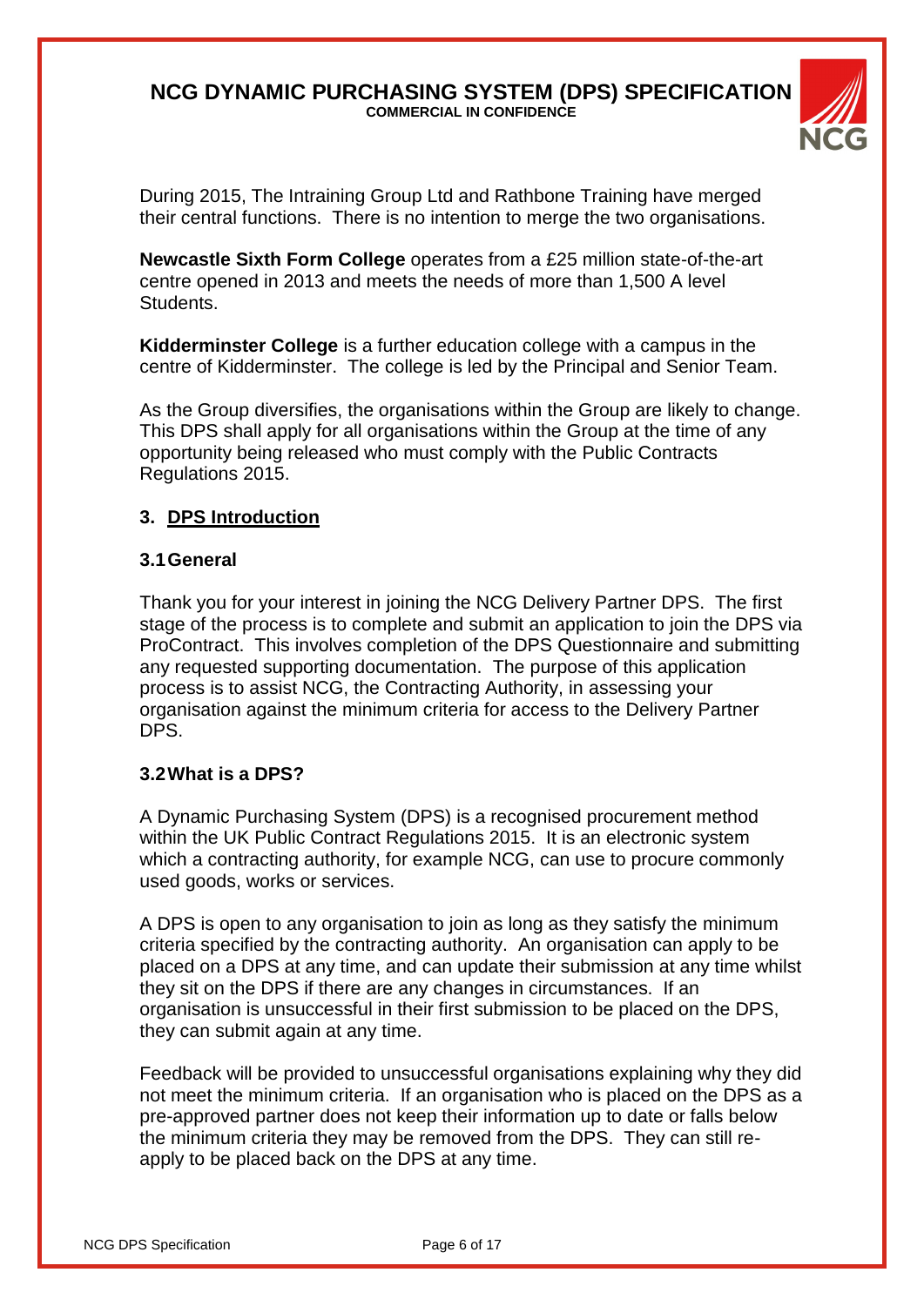During 2015, The Intraining Group Ltd and Rathbone Training have merged their central functions. There is no intention to merge the two organisations.

**Newcastle Sixth Form College** operates from a £25 million state-of-the-art centre opened in 2013 and meets the needs of more than 1,500 A level Students.

**Kidderminster College** is a further education college with a campus in the centre of Kidderminster. The college is led by the Principal and Senior Team.

As the Group diversifies, the organisations within the Group are likely to change. This DPS shall apply for all organisations within the Group at the time of any opportunity being released who must comply with the Public Contracts Regulations 2015.

## 3. DPS Introduction

### 3.1 General

Thank you for your interest in joining the NCG Delivery Partner DPS. The first stage of the process is to complete and submit an application to join the DPS via ProContract. This involves completion of the DPS Questionnaire and submitting any requested supporting documentation. The purpose of this application process is to assist NCG, the Contracting Authority, in assessing your organisation against the minimum criteria for access to the Delivery Partner DPS.

### 3.2 What is a DPS?

A Dynamic Purchasing System (DPS) is a recognised procurement method within the UK Public Contract Regulations 2015. It is an electronic system which a contracting authority, for example NCG, can use to procure commonly used goods, works or services.

A DPS is open to any organisation to join as long as they satisfy the minimum criteria specified by the contracting authority. An organisation can apply to be placed on a DPS at any time, and can update their submission at any time whilst they sit on the DPS if there are any changes in circumstances. If an organisation is unsuccessful in their first submission to be placed on the DPS, they can submit again at any time.

Feedback will be provided to unsuccessful organisations explaining why they did not meet the minimum criteria. If an organisation who is placed on the DPS as a pre-approved partner does not keep their information up to date or falls below the minimum criteria they may be removed from the DPS. They can still re-apply to be placed back on the DPS at any time.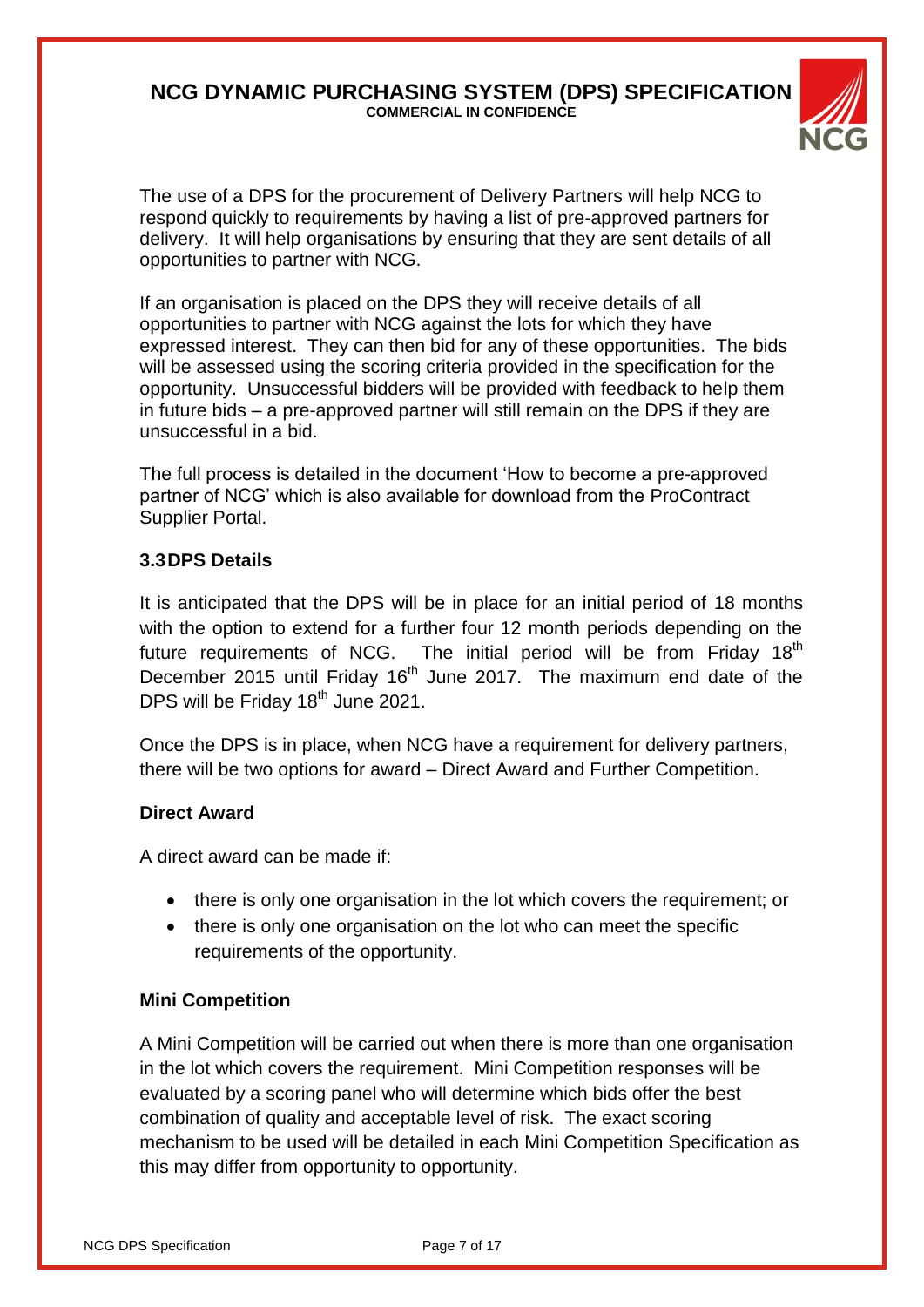The use of a DPS for the procurement of Delivery Partners will help NCG to respond quickly to requirements by having a list of pre-approved partners for delivery. It will help organisations by ensuring that they are sent details of all opportunities to partner with NCG.

If an organisation is placed on the DPS they will receive details of all opportunities to partner with NCG against the lots for which they have expressed interest. They can then bid for any of these opportunities. The bids will be assessed using the scoring criteria provided in the specification for the opportunity. Unsuccessful bidders will be provided with feedback to help them in future bids – a pre-approved partner will still remain on the DPS if they are unsuccessful in a bid.

The full process is detailed in the document 'How to become a pre-approved partner of NCG' which is also available for download from the ProContract Supplier Portal.

### 3.3 DPS Details

It is anticipated that the DPS will be in place for an initial period of 18 months with the option to extend for a further four 12 month periods depending on the future requirements of NCG. The initial period will be from Friday 18th December 2015 until Friday 16th June 2017. The maximum end date of the DPS will be Friday 18th June 2021.

Once the DPS is in place, when NCG have a requirement for delivery partners, there will be two options for award – Direct Award and Further Competition.

**Direct Award**

A direct award can be made if:

- there is only one organisation in the lot which covers the requirement; or
- there is only one organisation on the lot who can meet the specific requirements of the opportunity.

**Mini Competition**

A Mini Competition will be carried out when there is more than one organisation in the lot which covers the requirement. Mini Competition responses will be evaluated by a scoring panel who will determine which bids offer the best combination of quality and acceptable level of risk. The exact scoring mechanism to be used will be detailed in each Mini Competition Specification as this may differ from opportunity to opportunity.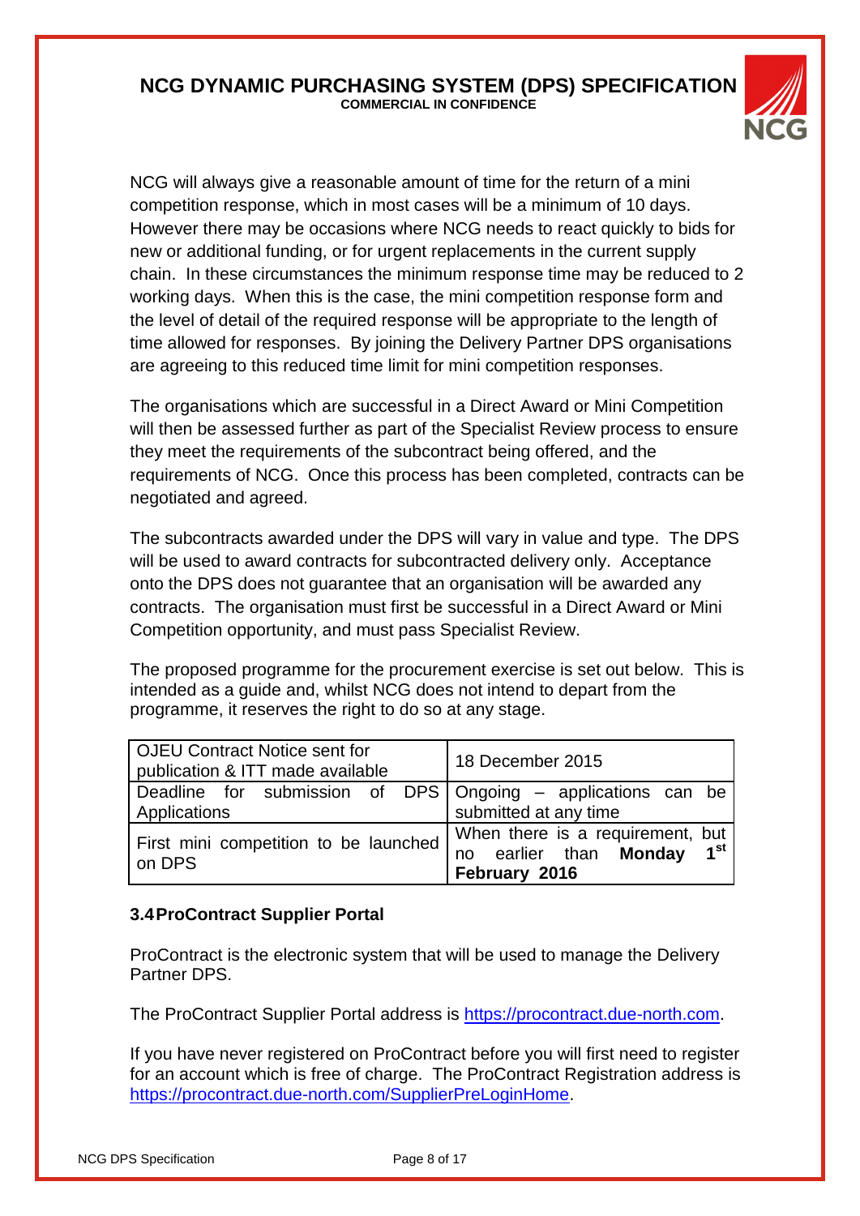NCG will always give a reasonable amount of time for the return of a mini competition response, which in most cases will be a minimum of 10 days. However there may be occasions where NCG needs to react quickly to bids for new or additional funding, or for urgent replacements in the current supply chain. In these circumstances the minimum response time may be reduced to 2 working days. When this is the case, the mini competition response form and the level of detail of the required response will be appropriate to the length of time allowed for responses. By joining the Delivery Partner DPS organisations are agreeing to this reduced time limit for mini competition responses.

The organisations which are successful in a Direct Award or Mini Competition will then be assessed further as part of the Specialist Review process to ensure they meet the requirements of the subcontract being offered, and the requirements of NCG. Once this process has been completed, contracts can be negotiated and agreed.

The subcontracts awarded under the DPS will vary in value and type. The DPS will be used to award contracts for subcontracted delivery only. Acceptance onto the DPS does not guarantee that an organisation will be awarded any contracts. The organisation must first be successful in a Direct Award or Mini Competition opportunity, and must pass Specialist Review.

The proposed programme for the procurement exercise is set out below. This is intended as a guide and, whilst NCG does not intend to depart from the programme, it reserves the right to do so at any stage.

| | |
|---|---|
| OJEU Contract Notice sent for publication & ITT made available | 18 December 2015 |
| Deadline for submission of DPS Applications | Ongoing – applications can be submitted at any time |
| First mini competition to be launched on DPS | When there is a requirement, but no earlier than **Monday 1st February 2016** |

### 3.4 ProContract Supplier Portal

ProContract is the electronic system that will be used to manage the Delivery Partner DPS.

The ProContract Supplier Portal address is https://procontract.due-north.com.

If you have never registered on ProContract before you will first need to register for an account which is free of charge. The ProContract Registration address is https://procontract.due-north.com/SupplierPreLoginHome.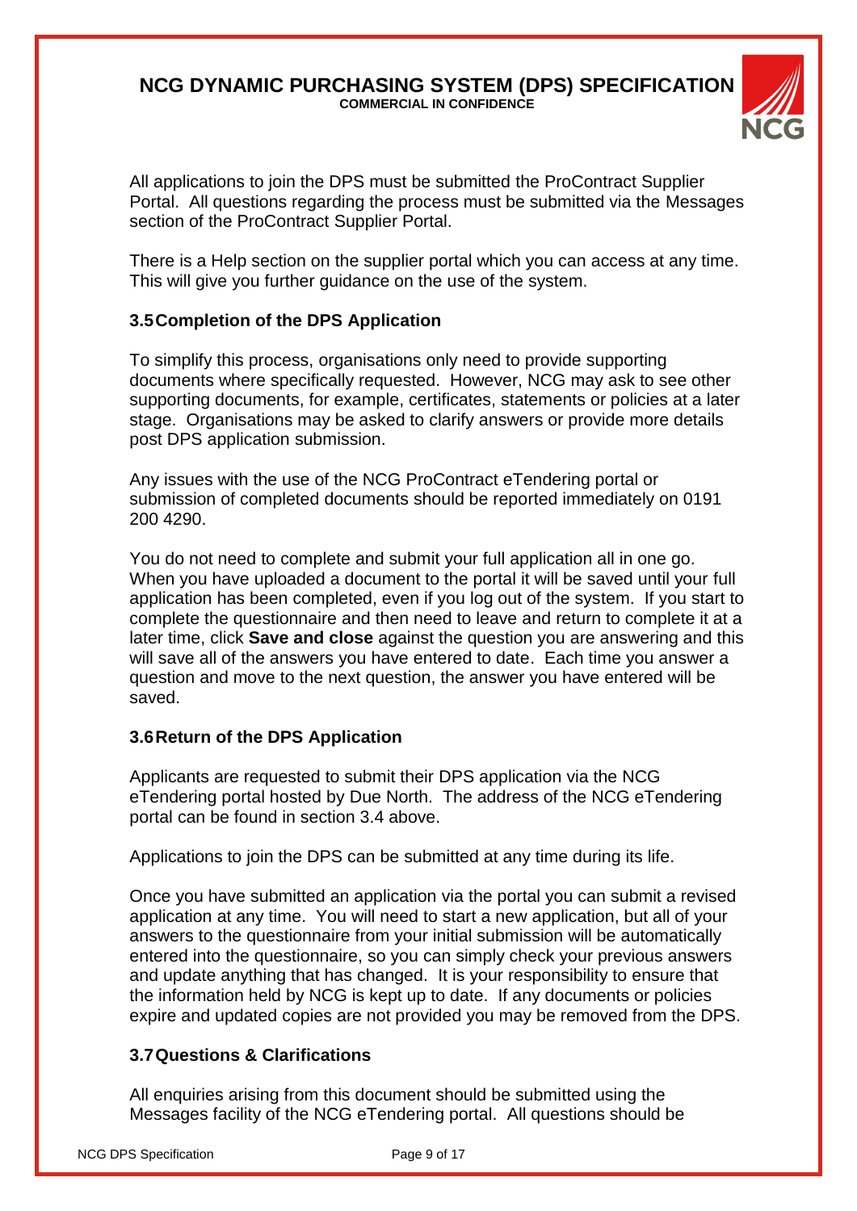All applications to join the DPS must be submitted the ProContract Supplier Portal. All questions regarding the process must be submitted via the Messages section of the ProContract Supplier Portal.

There is a Help section on the supplier portal which you can access at any time. This will give you further guidance on the use of the system.

### 3.5 Completion of the DPS Application

To simplify this process, organisations only need to provide supporting documents where specifically requested. However, NCG may ask to see other supporting documents, for example, certificates, statements or policies at a later stage. Organisations may be asked to clarify answers or provide more details post DPS application submission.

Any issues with the use of the NCG ProContract eTendering portal or submission of completed documents should be reported immediately on 0191 200 4290.

You do not need to complete and submit your full application all in one go. When you have uploaded a document to the portal it will be saved until your full application has been completed, even if you log out of the system. If you start to complete the questionnaire and then need to leave and return to complete it at a later time, click **Save and close** against the question you are answering and this will save all of the answers you have entered to date. Each time you answer a question and move to the next question, the answer you have entered will be saved.

### 3.6 Return of the DPS Application

Applicants are requested to submit their DPS application via the NCG eTendering portal hosted by Due North. The address of the NCG eTendering portal can be found in section 3.4 above.

Applications to join the DPS can be submitted at any time during its life.

Once you have submitted an application via the portal you can submit a revised application at any time. You will need to start a new application, but all of your answers to the questionnaire from your initial submission will be automatically entered into the questionnaire, so you can simply check your previous answers and update anything that has changed. It is your responsibility to ensure that the information held by NCG is kept up to date. If any documents or policies expire and updated copies are not provided you may be removed from the DPS.

### 3.7 Questions & Clarifications

All enquiries arising from this document should be submitted using the Messages facility of the NCG eTendering portal. All questions should be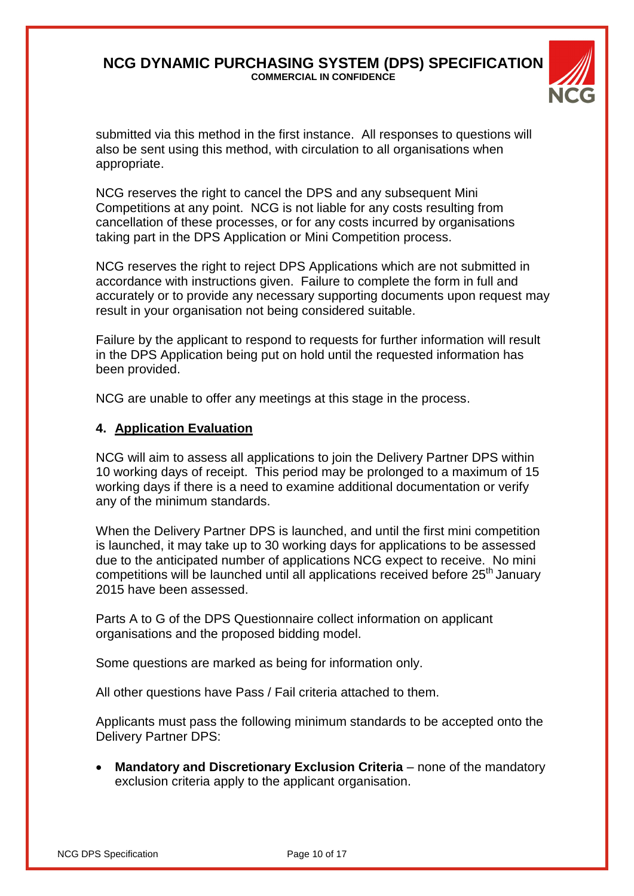submitted via this method in the first instance. All responses to questions will also be sent using this method, with circulation to all organisations when appropriate.

NCG reserves the right to cancel the DPS and any subsequent Mini Competitions at any point. NCG is not liable for any costs resulting from cancellation of these processes, or for any costs incurred by organisations taking part in the DPS Application or Mini Competition process.

NCG reserves the right to reject DPS Applications which are not submitted in accordance with instructions given. Failure to complete the form in full and accurately or to provide any necessary supporting documents upon request may result in your organisation not being considered suitable.

Failure by the applicant to respond to requests for further information will result in the DPS Application being put on hold until the requested information has been provided.

NCG are unable to offer any meetings at this stage in the process.

## 4. Application Evaluation

NCG will aim to assess all applications to join the Delivery Partner DPS within 10 working days of receipt. This period may be prolonged to a maximum of 15 working days if there is a need to examine additional documentation or verify any of the minimum standards.

When the Delivery Partner DPS is launched, and until the first mini competition is launched, it may take up to 30 working days for applications to be assessed due to the anticipated number of applications NCG expect to receive. No mini competitions will be launched until all applications received before 25th January 2015 have been assessed.

Parts A to G of the DPS Questionnaire collect information on applicant organisations and the proposed bidding model.

Some questions are marked as being for information only.

All other questions have Pass / Fail criteria attached to them.

Applicants must pass the following minimum standards to be accepted onto the Delivery Partner DPS:

- **Mandatory and Discretionary Exclusion Criteria** – none of the mandatory exclusion criteria apply to the applicant organisation.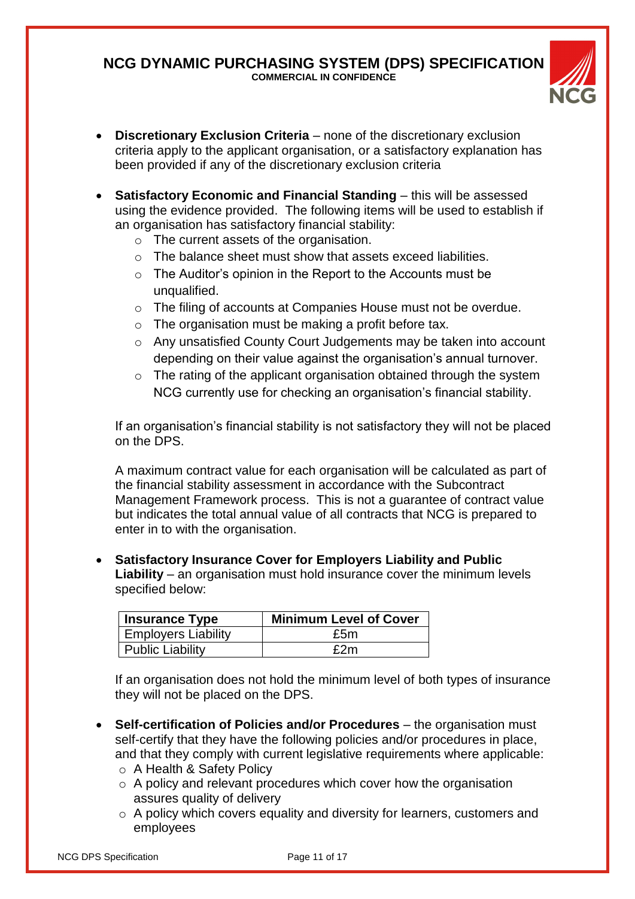- **Discretionary Exclusion Criteria** – none of the discretionary exclusion criteria apply to the applicant organisation, or a satisfactory explanation has been provided if any of the discretionary exclusion criteria

- **Satisfactory Economic and Financial Standing** – this will be assessed using the evidence provided. The following items will be used to establish if an organisation has satisfactory financial stability:
  - The current assets of the organisation.
  - The balance sheet must show that assets exceed liabilities.
  - The Auditor's opinion in the Report to the Accounts must be unqualified.
  - The filing of accounts at Companies House must not be overdue.
  - The organisation must be making a profit before tax.
  - Any unsatisfied County Court Judgements may be taken into account depending on their value against the organisation's annual turnover.
  - The rating of the applicant organisation obtained through the system NCG currently use for checking an organisation's financial stability.

  If an organisation's financial stability is not satisfactory they will not be placed on the DPS.

  A maximum contract value for each organisation will be calculated as part of the financial stability assessment in accordance with the Subcontract Management Framework process. This is not a guarantee of contract value but indicates the total annual value of all contracts that NCG is prepared to enter in to with the organisation.

- **Satisfactory Insurance Cover for Employers Liability and Public Liability** – an organisation must hold insurance cover the minimum levels specified below:

  | Insurance Type | Minimum Level of Cover |
  |---|---|
  | Employers Liability | £5m |
  | Public Liability | £2m |

  If an organisation does not hold the minimum level of both types of insurance they will not be placed on the DPS.

- **Self-certification of Policies and/or Procedures** – the organisation must self-certify that they have the following policies and/or procedures in place, and that they comply with current legislative requirements where applicable:
  - A Health & Safety Policy
  - A policy and relevant procedures which cover how the organisation assures quality of delivery
  - A policy which covers equality and diversity for learners, customers and employees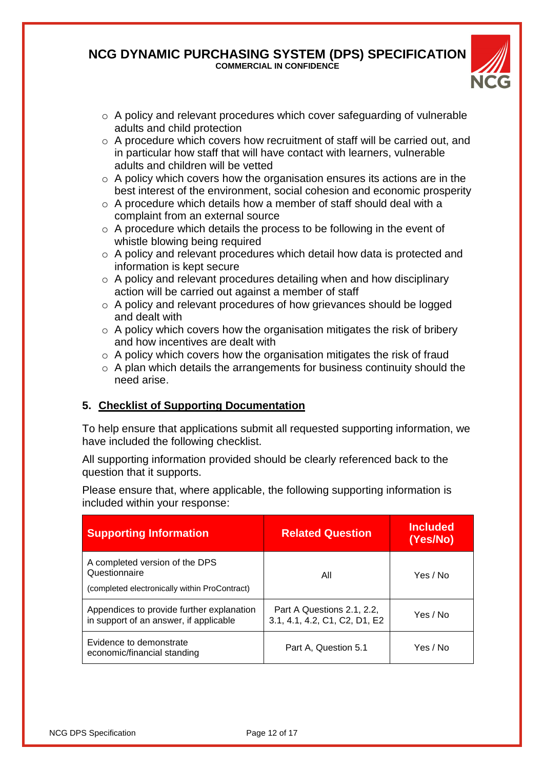- A policy and relevant procedures which cover safeguarding of vulnerable adults and child protection
- A procedure which covers how recruitment of staff will be carried out, and in particular how staff that will have contact with learners, vulnerable adults and children will be vetted
- A policy which covers how the organisation ensures its actions are in the best interest of the environment, social cohesion and economic prosperity
- A procedure which details how a member of staff should deal with a complaint from an external source
- A procedure which details the process to be following in the event of whistle blowing being required
- A policy and relevant procedures which detail how data is protected and information is kept secure
- A policy and relevant procedures detailing when and how disciplinary action will be carried out against a member of staff
- A policy and relevant procedures of how grievances should be logged and dealt with
- A policy which covers how the organisation mitigates the risk of bribery and how incentives are dealt with
- A policy which covers how the organisation mitigates the risk of fraud
- A plan which details the arrangements for business continuity should the need arise.

## 5. Checklist of Supporting Documentation

To help ensure that applications submit all requested supporting information, we have included the following checklist.

All supporting information provided should be clearly referenced back to the question that it supports.

Please ensure that, where applicable, the following supporting information is included within your response:

| Supporting Information | Related Question | Included (Yes/No) |
|---|---|---|
| A completed version of the DPS Questionnaire<br>(completed electronically within ProContract) | All | Yes / No |
| Appendices to provide further explanation in support of an answer, if applicable | Part A Questions 2.1, 2.2, 3.1, 4.1, 4.2, C1, C2, D1, E2 | Yes / No |
| Evidence to demonstrate economic/financial standing | Part A, Question 5.1 | Yes / No |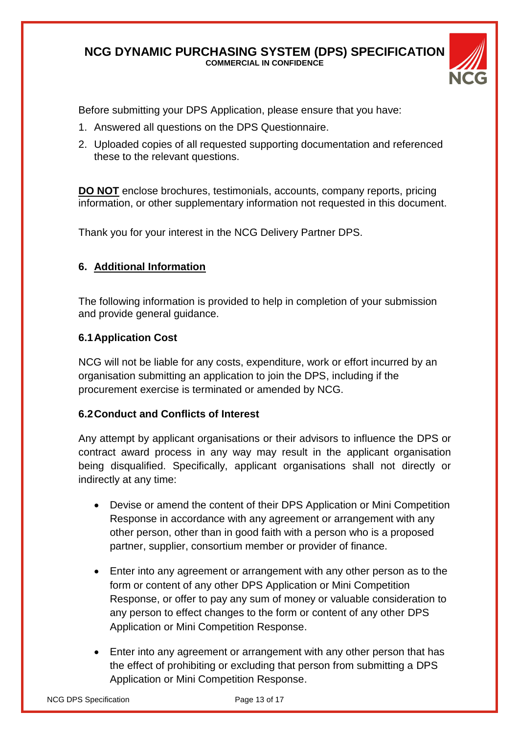Before submitting your DPS Application, please ensure that you have:

1. Answered all questions on the DPS Questionnaire.
2. Uploaded copies of all requested supporting documentation and referenced these to the relevant questions.

**DO NOT** enclose brochures, testimonials, accounts, company reports, pricing information, or other supplementary information not requested in this document.

Thank you for your interest in the NCG Delivery Partner DPS.

## 6. Additional Information

The following information is provided to help in completion of your submission and provide general guidance.

### 6.1 Application Cost

NCG will not be liable for any costs, expenditure, work or effort incurred by an organisation submitting an application to join the DPS, including if the procurement exercise is terminated or amended by NCG.

### 6.2 Conduct and Conflicts of Interest

Any attempt by applicant organisations or their advisors to influence the DPS or contract award process in any way may result in the applicant organisation being disqualified. Specifically, applicant organisations shall not directly or indirectly at any time:

- Devise or amend the content of their DPS Application or Mini Competition Response in accordance with any agreement or arrangement with any other person, other than in good faith with a person who is a proposed partner, supplier, consortium member or provider of finance.
- Enter into any agreement or arrangement with any other person as to the form or content of any other DPS Application or Mini Competition Response, or offer to pay any sum of money or valuable consideration to any person to effect changes to the form or content of any other DPS Application or Mini Competition Response.
- Enter into any agreement or arrangement with any other person that has the effect of prohibiting or excluding that person from submitting a DPS Application or Mini Competition Response.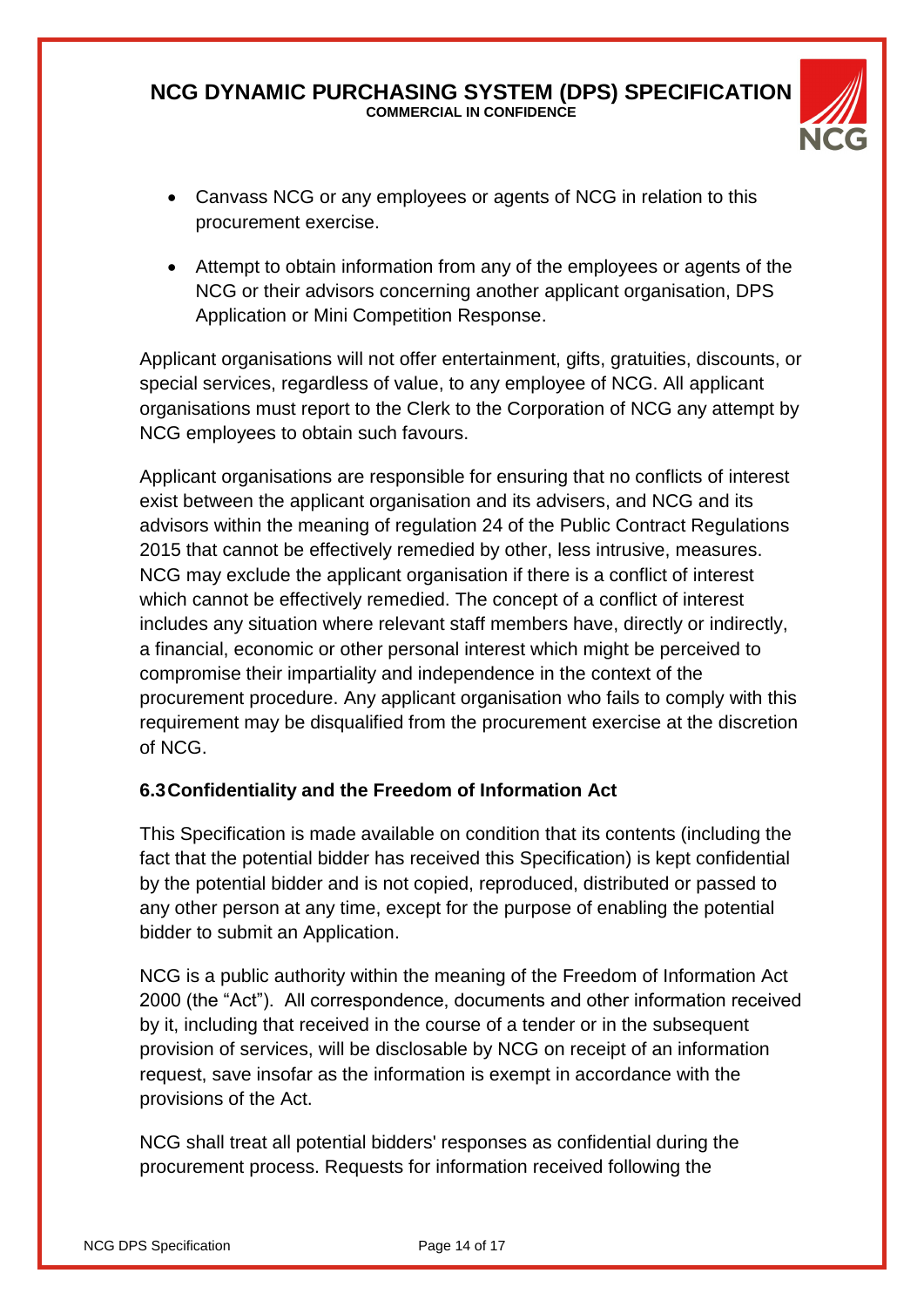- Canvass NCG or any employees or agents of NCG in relation to this procurement exercise.
- Attempt to obtain information from any of the employees or agents of the NCG or their advisors concerning another applicant organisation, DPS Application or Mini Competition Response.

Applicant organisations will not offer entertainment, gifts, gratuities, discounts, or special services, regardless of value, to any employee of NCG. All applicant organisations must report to the Clerk to the Corporation of NCG any attempt by NCG employees to obtain such favours.

Applicant organisations are responsible for ensuring that no conflicts of interest exist between the applicant organisation and its advisers, and NCG and its advisors within the meaning of regulation 24 of the Public Contract Regulations 2015 that cannot be effectively remedied by other, less intrusive, measures. NCG may exclude the applicant organisation if there is a conflict of interest which cannot be effectively remedied. The concept of a conflict of interest includes any situation where relevant staff members have, directly or indirectly, a financial, economic or other personal interest which might be perceived to compromise their impartiality and independence in the context of the procurement procedure. Any applicant organisation who fails to comply with this requirement may be disqualified from the procurement exercise at the discretion of NCG.

### 6.3 Confidentiality and the Freedom of Information Act

This Specification is made available on condition that its contents (including the fact that the potential bidder has received this Specification) is kept confidential by the potential bidder and is not copied, reproduced, distributed or passed to any other person at any time, except for the purpose of enabling the potential bidder to submit an Application.

NCG is a public authority within the meaning of the Freedom of Information Act 2000 (the "Act"). All correspondence, documents and other information received by it, including that received in the course of a tender or in the subsequent provision of services, will be disclosable by NCG on receipt of an information request, save insofar as the information is exempt in accordance with the provisions of the Act.

NCG shall treat all potential bidders' responses as confidential during the procurement process. Requests for information received following the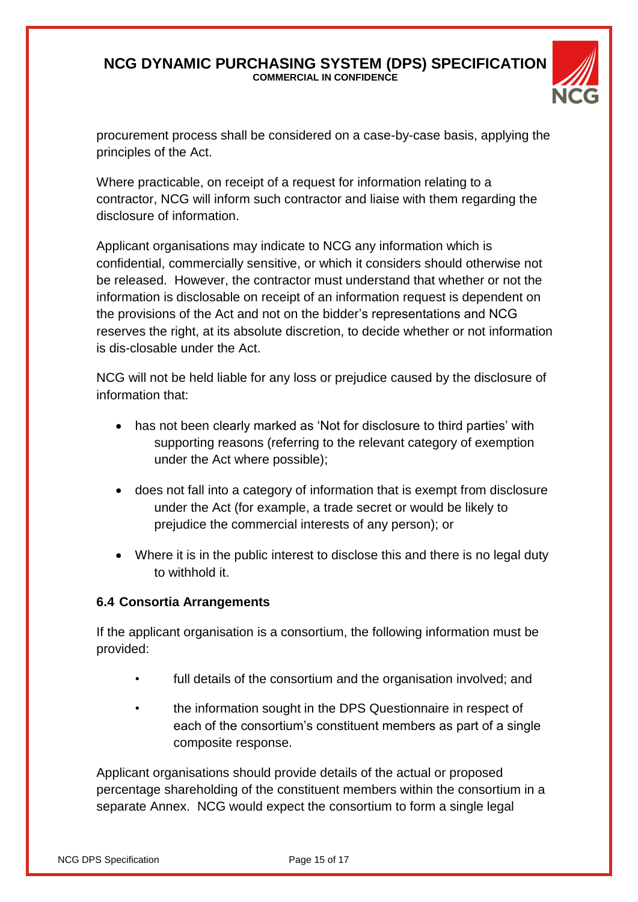procurement process shall be considered on a case-by-case basis, applying the principles of the Act.

Where practicable, on receipt of a request for information relating to a contractor, NCG will inform such contractor and liaise with them regarding the disclosure of information.

Applicant organisations may indicate to NCG any information which is confidential, commercially sensitive, or which it considers should otherwise not be released. However, the contractor must understand that whether or not the information is disclosable on receipt of an information request is dependent on the provisions of the Act and not on the bidder's representations and NCG reserves the right, at its absolute discretion, to decide whether or not information is dis-closable under the Act.

NCG will not be held liable for any loss or prejudice caused by the disclosure of information that:

- has not been clearly marked as 'Not for disclosure to third parties' with supporting reasons (referring to the relevant category of exemption under the Act where possible);
- does not fall into a category of information that is exempt from disclosure under the Act (for example, a trade secret or would be likely to prejudice the commercial interests of any person); or
- Where it is in the public interest to disclose this and there is no legal duty to withhold it.

### 6.4 Consortia Arrangements

If the applicant organisation is a consortium, the following information must be provided:

- full details of the consortium and the organisation involved; and
- the information sought in the DPS Questionnaire in respect of each of the consortium's constituent members as part of a single composite response.

Applicant organisations should provide details of the actual or proposed percentage shareholding of the constituent members within the consortium in a separate Annex. NCG would expect the consortium to form a single legal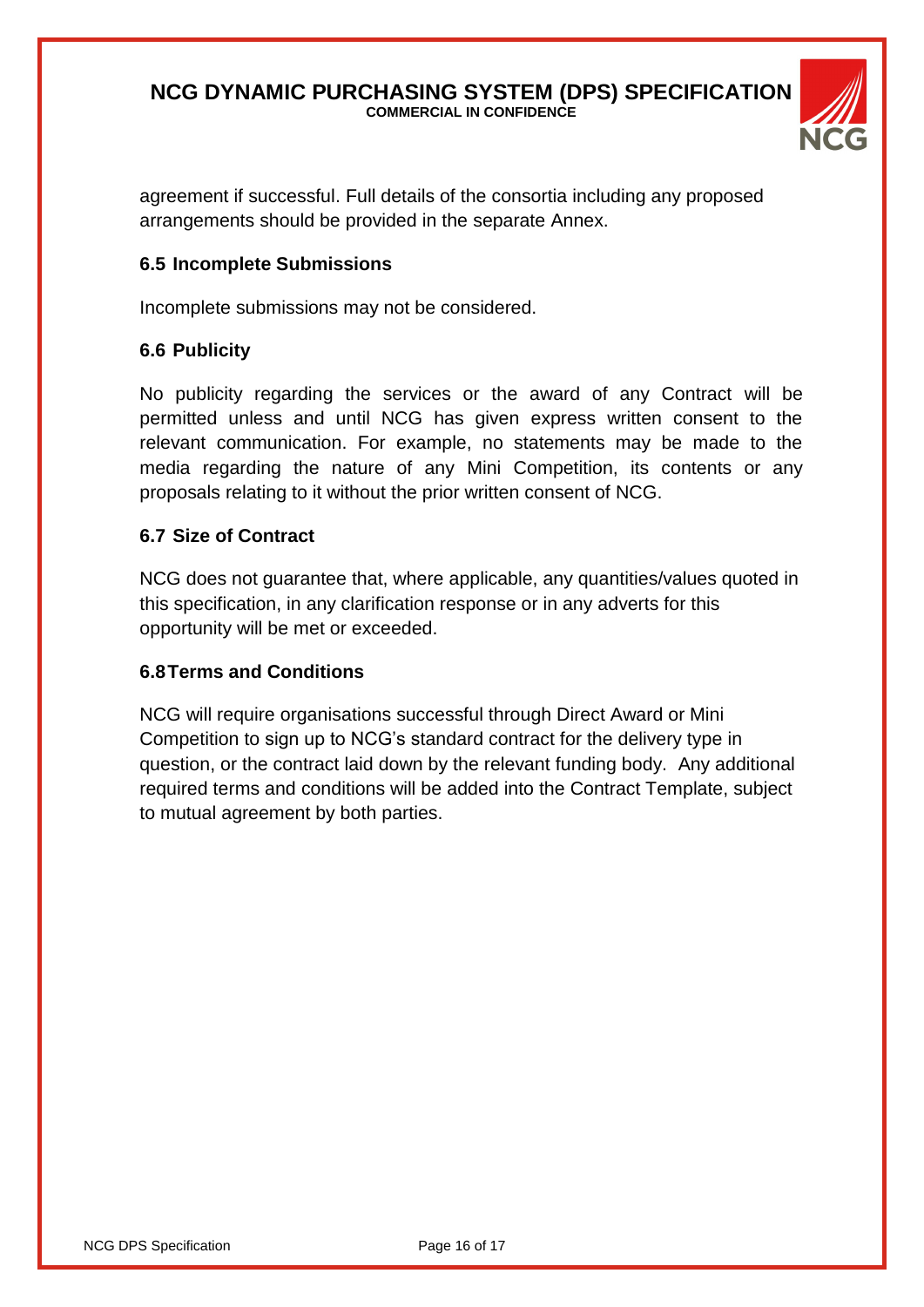agreement if successful. Full details of the consortia including any proposed arrangements should be provided in the separate Annex.

### 6.5 Incomplete Submissions

Incomplete submissions may not be considered.

### 6.6 Publicity

No publicity regarding the services or the award of any Contract will be permitted unless and until NCG has given express written consent to the relevant communication. For example, no statements may be made to the media regarding the nature of any Mini Competition, its contents or any proposals relating to it without the prior written consent of NCG.

### 6.7 Size of Contract

NCG does not guarantee that, where applicable, any quantities/values quoted in this specification, in any clarification response or in any adverts for this opportunity will be met or exceeded.

### 6.8 Terms and Conditions

NCG will require organisations successful through Direct Award or Mini Competition to sign up to NCG's standard contract for the delivery type in question, or the contract laid down by the relevant funding body. Any additional required terms and conditions will be added into the Contract Template, subject to mutual agreement by both parties.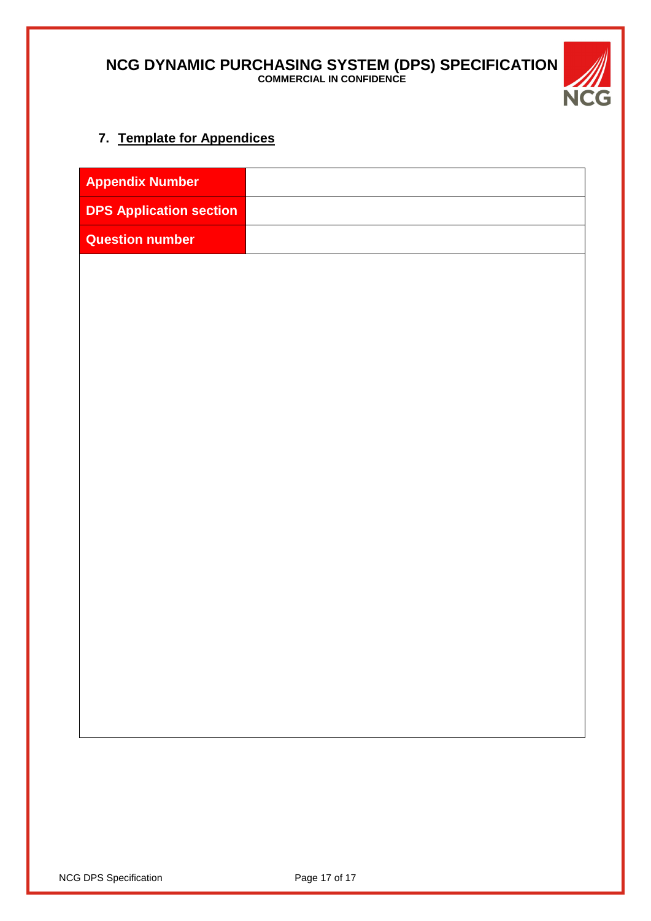## 7. Template for Appendices

| | |
|---|---|
| **Appendix Number** | |
| **DPS Application section** | |
| **Question number** | |